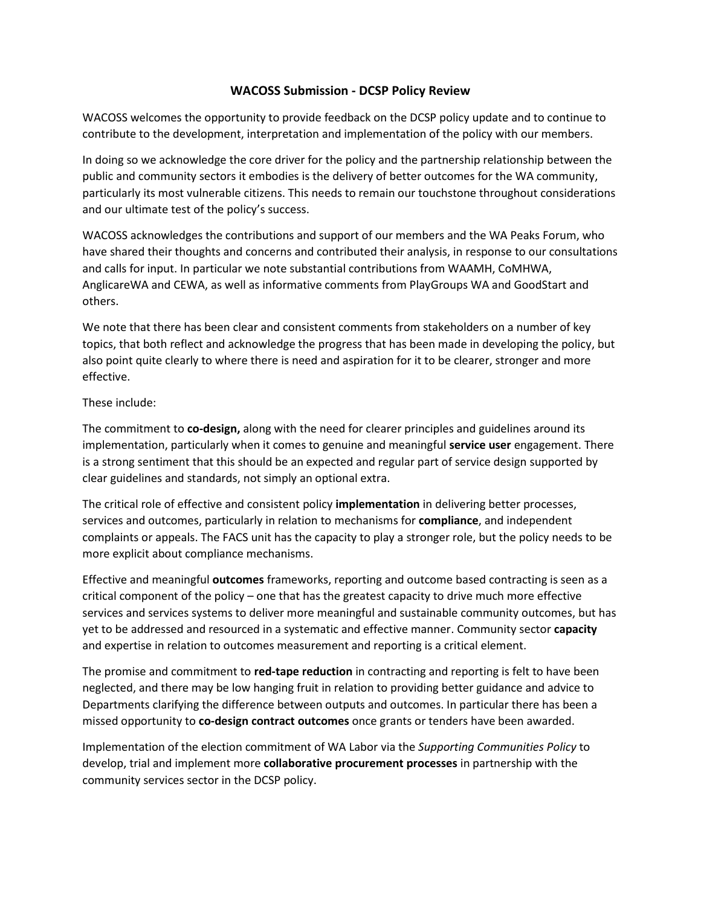# WACOSS Submission - DCSP Policy Review

WACOSS welcomes the opportunity to provide feedback on the DCSP policy update and to continue to contribute to the development, interpretation and implementation of the policy with our members.

In doing so we acknowledge the core driver for the policy and the partnership relationship between the public and community sectors it embodies is the delivery of better outcomes for the WA community, particularly its most vulnerable citizens. This needs to remain our touchstone throughout considerations and our ultimate test of the policy's success.

WACOSS acknowledges the contributions and support of our members and the WA Peaks Forum, who have shared their thoughts and concerns and contributed their analysis, in response to our consultations and calls for input. In particular we note substantial contributions from WAAMH, CoMHWA, AnglicareWA and CEWA, as well as informative comments from PlayGroups WA and GoodStart and others.

We note that there has been clear and consistent comments from stakeholders on a number of key topics, that both reflect and acknowledge the progress that has been made in developing the policy, but also point quite clearly to where there is need and aspiration for it to be clearer, stronger and more effective.

These include:

The commitment to **co-design,** along with the need for clearer principles and guidelines around its implementation, particularly when it comes to genuine and meaningful **service user** engagement. There is a strong sentiment that this should be an expected and regular part of service design supported by clear guidelines and standards, not simply an optional extra.

The critical role of effective and consistent policy **implementation** in delivering better processes, services and outcomes, particularly in relation to mechanisms for **compliance**, and independent complaints or appeals. The FACS unit has the capacity to play a stronger role, but the policy needs to be more explicit about compliance mechanisms.

Effective and meaningful **outcomes** frameworks, reporting and outcome based contracting is seen as a critical component of the policy – one that has the greatest capacity to drive much more effective services and services systems to deliver more meaningful and sustainable community outcomes, but has yet to be addressed and resourced in a systematic and effective manner. Community sector **capacity** and expertise in relation to outcomes measurement and reporting is a critical element.

The promise and commitment to **red-tape reduction** in contracting and reporting is felt to have been neglected, and there may be low hanging fruit in relation to providing better guidance and advice to Departments clarifying the difference between outputs and outcomes. In particular there has been a missed opportunity to **co-design contract outcomes** once grants or tenders have been awarded.

Implementation of the election commitment of WA Labor via the *Supporting Communities Policy* to develop, trial and implement more **collaborative procurement processes** in partnership with the community services sector in the DCSP policy.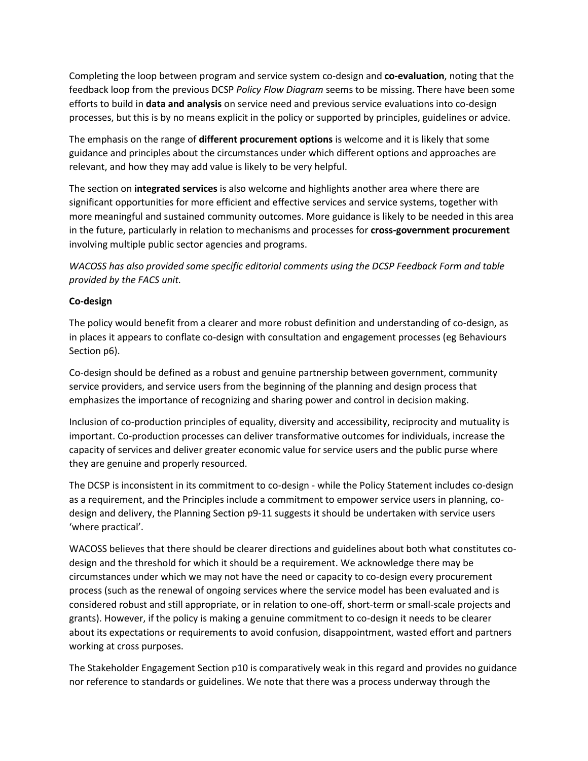Completing the loop between program and service system co-design and **co-evaluation**, noting that the feedback loop from the previous DCSP *Policy Flow Diagram* seems to be missing. There have been some efforts to build in **data and analysis** on service need and previous service evaluations into co-design processes, but this is by no means explicit in the policy or supported by principles, guidelines or advice.

The emphasis on the range of **different procurement options** is welcome and it is likely that some guidance and principles about the circumstances under which different options and approaches are relevant, and how they may add value is likely to be very helpful.

The section on **integrated services** is also welcome and highlights another area where there are significant opportunities for more efficient and effective services and service systems, together with more meaningful and sustained community outcomes. More guidance is likely to be needed in this area in the future, particularly in relation to mechanisms and processes for **cross-government procurement** involving multiple public sector agencies and programs.

*WACOSS has also provided some specific editorial comments using the DCSP Feedback Form and table provided by the FACS unit.*

**Co-design**

The policy would benefit from a clearer and more robust definition and understanding of co-design, as in places it appears to conflate co-design with consultation and engagement processes (eg Behaviours Section p6).

Co-design should be defined as a robust and genuine partnership between government, community service providers, and service users from the beginning of the planning and design process that emphasizes the importance of recognizing and sharing power and control in decision making.

Inclusion of co-production principles of equality, diversity and accessibility, reciprocity and mutuality is important. Co-production processes can deliver transformative outcomes for individuals, increase the capacity of services and deliver greater economic value for service users and the public purse where they are genuine and properly resourced.

The DCSP is inconsistent in its commitment to co-design - while the Policy Statement includes co-design as a requirement, and the Principles include a commitment to empower service users in planning, co-design and delivery, the Planning Section p9-11 suggests it should be undertaken with service users 'where practical'.

WACOSS believes that there should be clearer directions and guidelines about both what constitutes co-design and the threshold for which it should be a requirement. We acknowledge there may be circumstances under which we may not have the need or capacity to co-design every procurement process (such as the renewal of ongoing services where the service model has been evaluated and is considered robust and still appropriate, or in relation to one-off, short-term or small-scale projects and grants). However, if the policy is making a genuine commitment to co-design it needs to be clearer about its expectations or requirements to avoid confusion, disappointment, wasted effort and partners working at cross purposes.

The Stakeholder Engagement Section p10 is comparatively weak in this regard and provides no guidance nor reference to standards or guidelines. We note that there was a process underway through the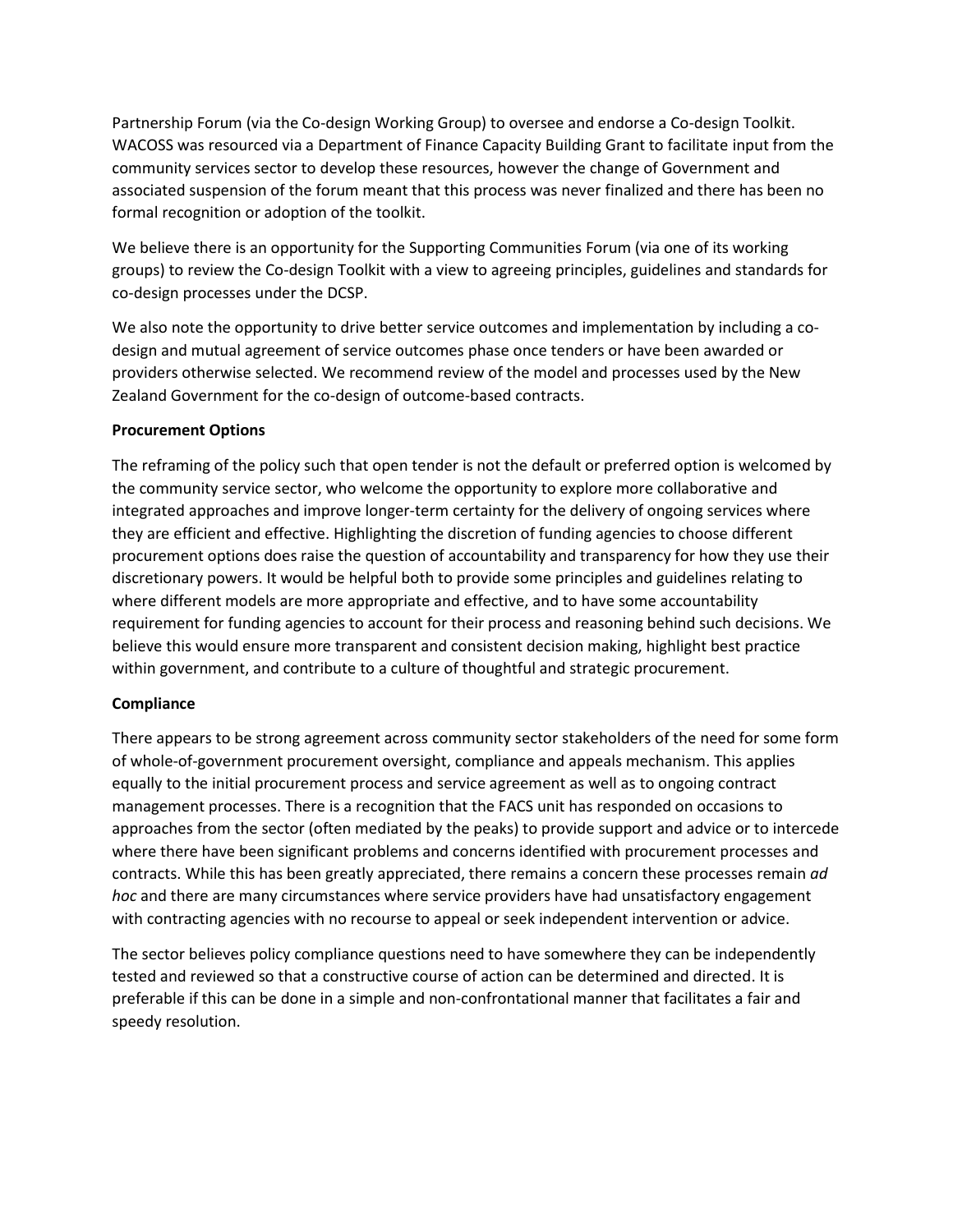Partnership Forum (via the Co-design Working Group) to oversee and endorse a Co-design Toolkit. WACOSS was resourced via a Department of Finance Capacity Building Grant to facilitate input from the community services sector to develop these resources, however the change of Government and associated suspension of the forum meant that this process was never finalized and there has been no formal recognition or adoption of the toolkit.

We believe there is an opportunity for the Supporting Communities Forum (via one of its working groups) to review the Co-design Toolkit with a view to agreeing principles, guidelines and standards for co-design processes under the DCSP.

We also note the opportunity to drive better service outcomes and implementation by including a co-design and mutual agreement of service outcomes phase once tenders or have been awarded or providers otherwise selected. We recommend review of the model and processes used by the New Zealand Government for the co-design of outcome-based contracts.

**Procurement Options**

The reframing of the policy such that open tender is not the default or preferred option is welcomed by the community service sector, who welcome the opportunity to explore more collaborative and integrated approaches and improve longer-term certainty for the delivery of ongoing services where they are efficient and effective. Highlighting the discretion of funding agencies to choose different procurement options does raise the question of accountability and transparency for how they use their discretionary powers. It would be helpful both to provide some principles and guidelines relating to where different models are more appropriate and effective, and to have some accountability requirement for funding agencies to account for their process and reasoning behind such decisions. We believe this would ensure more transparent and consistent decision making, highlight best practice within government, and contribute to a culture of thoughtful and strategic procurement.

**Compliance**

There appears to be strong agreement across community sector stakeholders of the need for some form of whole-of-government procurement oversight, compliance and appeals mechanism. This applies equally to the initial procurement process and service agreement as well as to ongoing contract management processes. There is a recognition that the FACS unit has responded on occasions to approaches from the sector (often mediated by the peaks) to provide support and advice or to intercede where there have been significant problems and concerns identified with procurement processes and contracts. While this has been greatly appreciated, there remains a concern these processes remain *ad hoc* and there are many circumstances where service providers have had unsatisfactory engagement with contracting agencies with no recourse to appeal or seek independent intervention or advice.

The sector believes policy compliance questions need to have somewhere they can be independently tested and reviewed so that a constructive course of action can be determined and directed. It is preferable if this can be done in a simple and non-confrontational manner that facilitates a fair and speedy resolution.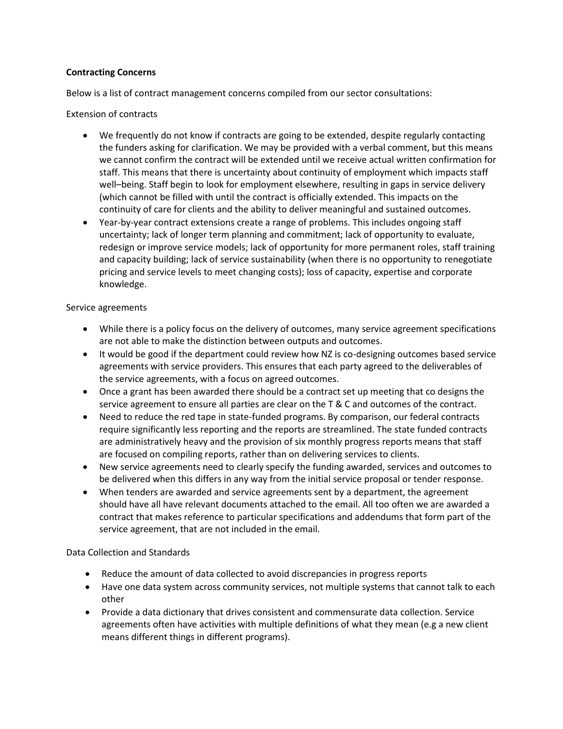**Contracting Concerns**

Below is a list of contract management concerns compiled from our sector consultations:

Extension of contracts

- We frequently do not know if contracts are going to be extended, despite regularly contacting the funders asking for clarification. We may be provided with a verbal comment, but this means we cannot confirm the contract will be extended until we receive actual written confirmation for staff. This means that there is uncertainty about continuity of employment which impacts staff well–being. Staff begin to look for employment elsewhere, resulting in gaps in service delivery (which cannot be filled with until the contract is officially extended. This impacts on the continuity of care for clients and the ability to deliver meaningful and sustained outcomes.
- Year-by-year contract extensions create a range of problems. This includes ongoing staff uncertainty; lack of longer term planning and commitment; lack of opportunity to evaluate, redesign or improve service models; lack of opportunity for more permanent roles, staff training and capacity building; lack of service sustainability (when there is no opportunity to renegotiate pricing and service levels to meet changing costs); loss of capacity, expertise and corporate knowledge.

Service agreements

- While there is a policy focus on the delivery of outcomes, many service agreement specifications are not able to make the distinction between outputs and outcomes.
- It would be good if the department could review how NZ is co-designing outcomes based service agreements with service providers. This ensures that each party agreed to the deliverables of the service agreements, with a focus on agreed outcomes.
- Once a grant has been awarded there should be a contract set up meeting that co designs the service agreement to ensure all parties are clear on the T & C and outcomes of the contract.
- Need to reduce the red tape in state-funded programs. By comparison, our federal contracts require significantly less reporting and the reports are streamlined. The state funded contracts are administratively heavy and the provision of six monthly progress reports means that staff are focused on compiling reports, rather than on delivering services to clients.
- New service agreements need to clearly specify the funding awarded, services and outcomes to be delivered when this differs in any way from the initial service proposal or tender response.
- When tenders are awarded and service agreements sent by a department, the agreement should have all have relevant documents attached to the email. All too often we are awarded a contract that makes reference to particular specifications and addendums that form part of the service agreement, that are not included in the email.

Data Collection and Standards

- Reduce the amount of data collected to avoid discrepancies in progress reports
- Have one data system across community services, not multiple systems that cannot talk to each other
- Provide a data dictionary that drives consistent and commensurate data collection. Service agreements often have activities with multiple definitions of what they mean (e.g a new client means different things in different programs).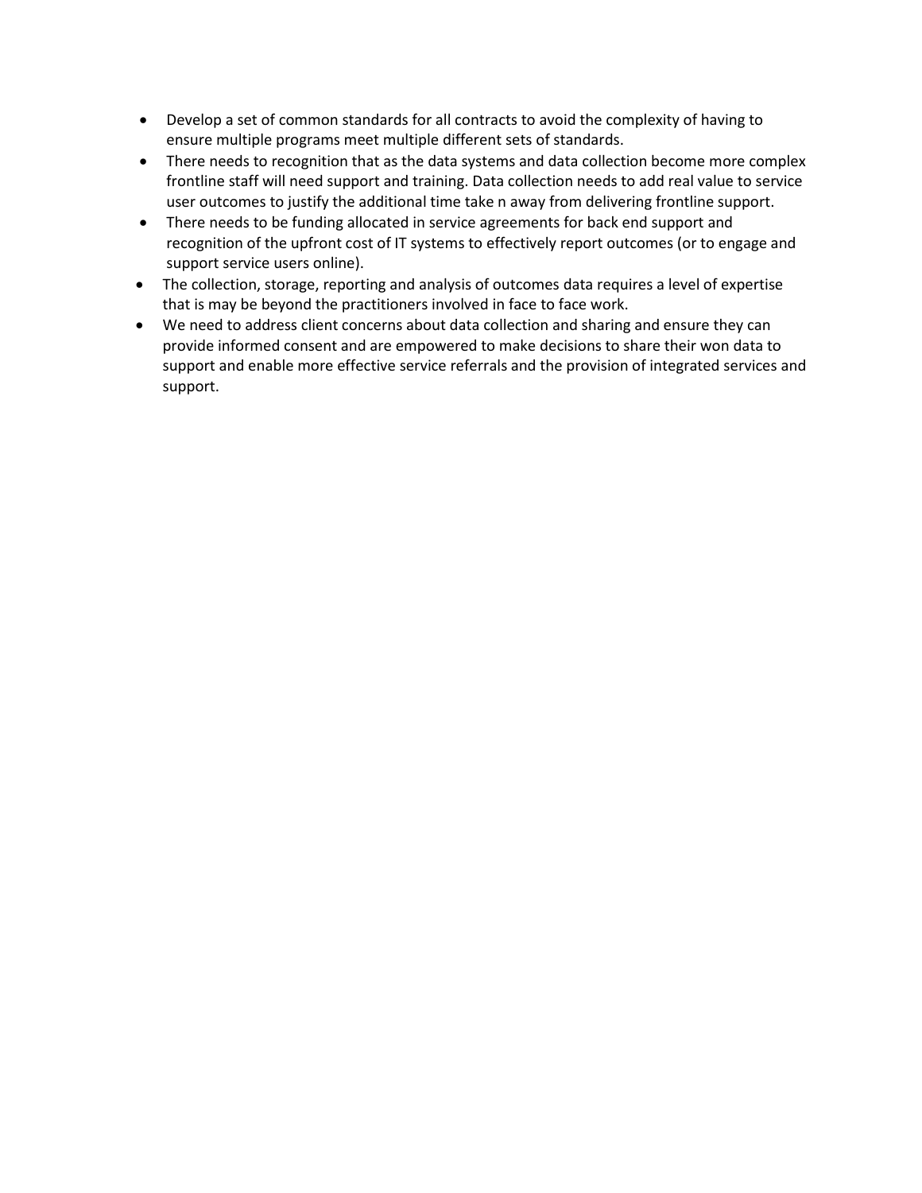- Develop a set of common standards for all contracts to avoid the complexity of having to ensure multiple programs meet multiple different sets of standards.
- There needs to recognition that as the data systems and data collection become more complex frontline staff will need support and training. Data collection needs to add real value to service user outcomes to justify the additional time take n away from delivering frontline support.
- There needs to be funding allocated in service agreements for back end support and recognition of the upfront cost of IT systems to effectively report outcomes (or to engage and support service users online).
- The collection, storage, reporting and analysis of outcomes data requires a level of expertise that is may be beyond the practitioners involved in face to face work.
- We need to address client concerns about data collection and sharing and ensure they can provide informed consent and are empowered to make decisions to share their won data to support and enable more effective service referrals and the provision of integrated services and support.